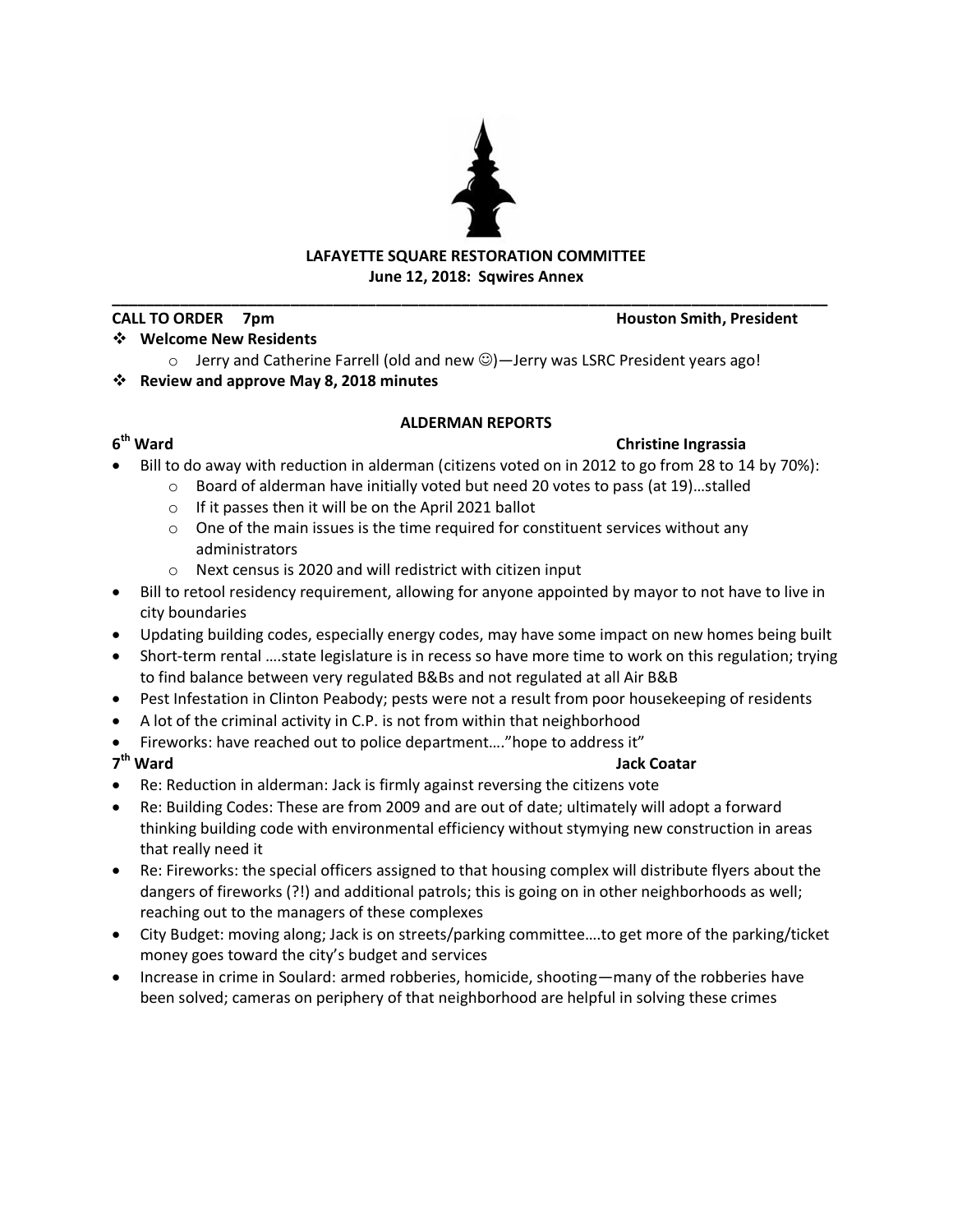# LAFAYETTE SQUARE RESTORATION COMMITTEE

**June 12, 2018: Sqwires Annex**

---

**CALL TO ORDER 7pm** **Houston Smith, President**

- **Welcome New Residents**
  - Jerry and Catherine Farrell (old and new ☺)—Jerry was LSRC President years ago!
- **Review and approve May 8, 2018 minutes**

## ALDERMAN REPORTS

### 6th Ward — Christine Ingrassia

- Bill to do away with reduction in alderman (citizens voted on in 2012 to go from 28 to 14 by 70%):
  - Board of alderman have initially voted but need 20 votes to pass (at 19)…stalled
  - If it passes then it will be on the April 2021 ballot
  - One of the main issues is the time required for constituent services without any administrators
  - Next census is 2020 and will redistrict with citizen input
- Bill to retool residency requirement, allowing for anyone appointed by mayor to not have to live in city boundaries
- Updating building codes, especially energy codes, may have some impact on new homes being built
- Short-term rental ….state legislature is in recess so have more time to work on this regulation; trying to find balance between very regulated B&Bs and not regulated at all Air B&B
- Pest Infestation in Clinton Peabody; pests were not a result from poor housekeeping of residents
- A lot of the criminal activity in C.P. is not from within that neighborhood
- Fireworks: have reached out to police department…."hope to address it"

### 7th Ward — Jack Coatar

- Re: Reduction in alderman: Jack is firmly against reversing the citizens vote
- Re: Building Codes: These are from 2009 and are out of date; ultimately will adopt a forward thinking building code with environmental efficiency without stymying new construction in areas that really need it
- Re: Fireworks: the special officers assigned to that housing complex will distribute flyers about the dangers of fireworks (?!) and additional patrols; this is going on in other neighborhoods as well; reaching out to the managers of these complexes
- City Budget: moving along; Jack is on streets/parking committee….to get more of the parking/ticket money goes toward the city's budget and services
- Increase in crime in Soulard: armed robberies, homicide, shooting—many of the robberies have been solved; cameras on periphery of that neighborhood are helpful in solving these crimes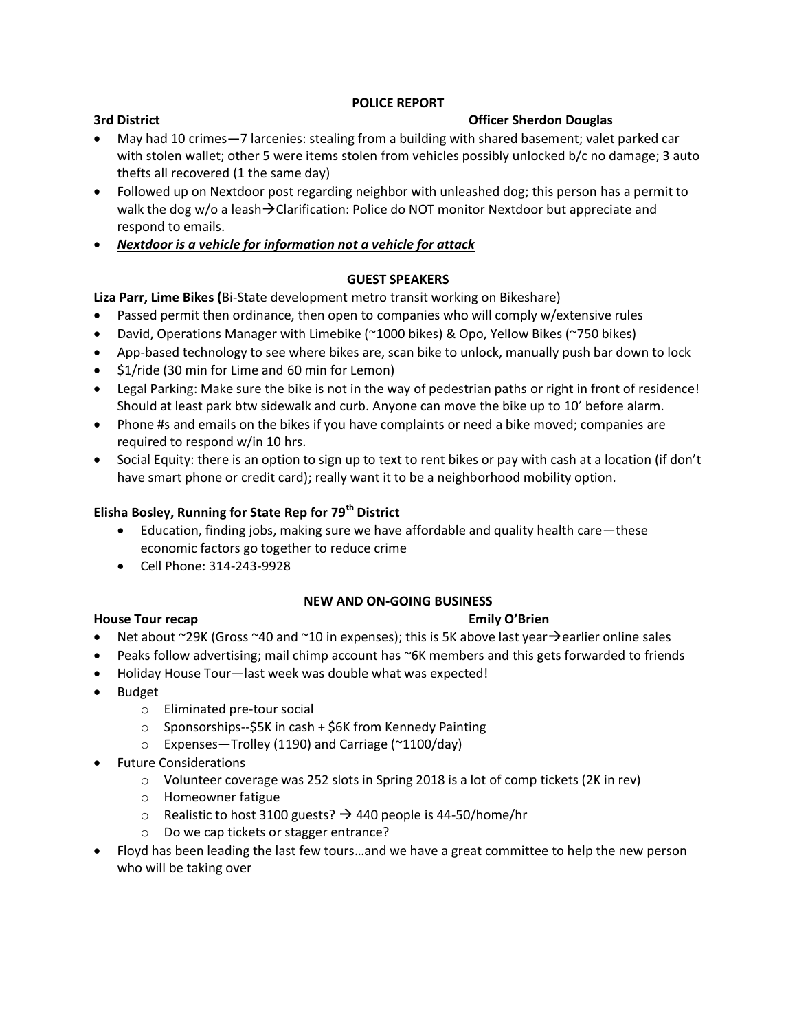## POLICE REPORT

**3rd District** **Officer Sherdon Douglas**

- May had 10 crimes—7 larcenies: stealing from a building with shared basement; valet parked car with stolen wallet; other 5 were items stolen from vehicles possibly unlocked b/c no damage; 3 auto thefts all recovered (1 the same day)
- Followed up on Nextdoor post regarding neighbor with unleashed dog; this person has a permit to walk the dog w/o a leash→Clarification: Police do NOT monitor Nextdoor but appreciate and respond to emails.
- ***Nextdoor is a vehicle for information not a vehicle for attack***

## GUEST SPEAKERS

**Liza Parr, Lime Bikes (**Bi-State development metro transit working on Bikeshare)

- Passed permit then ordinance, then open to companies who will comply w/extensive rules
- David, Operations Manager with Limebike (~1000 bikes) & Opo, Yellow Bikes (~750 bikes)
- App-based technology to see where bikes are, scan bike to unlock, manually push bar down to lock
- $1/ride (30 min for Lime and 60 min for Lemon)
- Legal Parking: Make sure the bike is not in the way of pedestrian paths or right in front of residence! Should at least park btw sidewalk and curb. Anyone can move the bike up to 10' before alarm.
- Phone #s and emails on the bikes if you have complaints or need a bike moved; companies are required to respond w/in 10 hrs.
- Social Equity: there is an option to sign up to text to rent bikes or pay with cash at a location (if don't have smart phone or credit card); really want it to be a neighborhood mobility option.

**Elisha Bosley, Running for State Rep for 79th District**

- Education, finding jobs, making sure we have affordable and quality health care—these economic factors go together to reduce crime
- Cell Phone: 314-243-9928

## NEW AND ON-GOING BUSINESS

**House Tour recap** **Emily O'Brien**

- Net about ~29K (Gross ~40 and ~10 in expenses); this is 5K above last year→earlier online sales
- Peaks follow advertising; mail chimp account has ~6K members and this gets forwarded to friends
- Holiday House Tour—last week was double what was expected!
- Budget
  - Eliminated pre-tour social
  - Sponsorships--$5K in cash + $6K from Kennedy Painting
  - Expenses—Trolley (1190) and Carriage (~1100/day)
- Future Considerations
  - Volunteer coverage was 252 slots in Spring 2018 is a lot of comp tickets (2K in rev)
  - Homeowner fatigue
  - Realistic to host 3100 guests? → 440 people is 44-50/home/hr
  - Do we cap tickets or stagger entrance?
- Floyd has been leading the last few tours…and we have a great committee to help the new person who will be taking over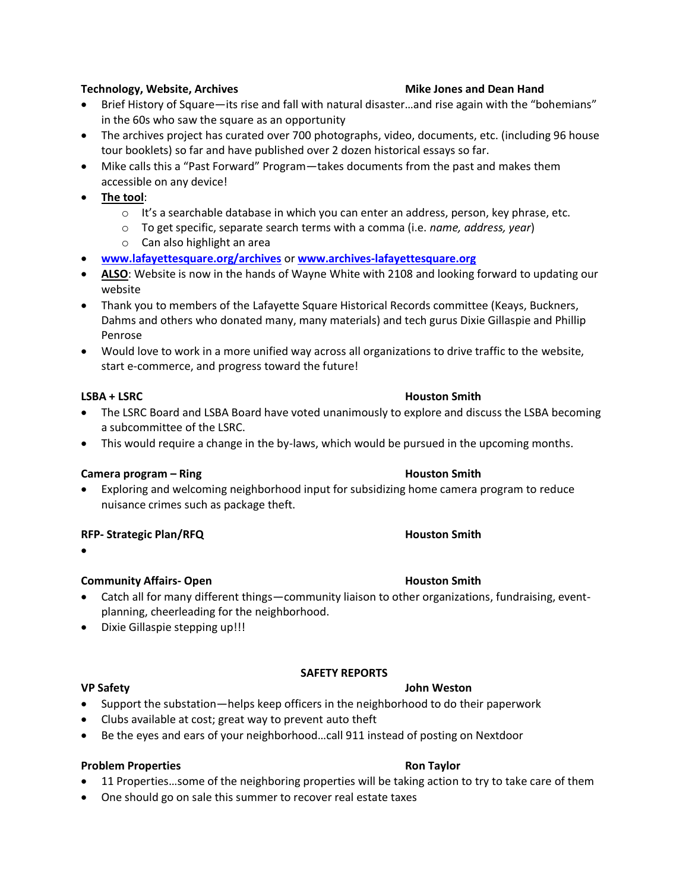**Technology, Website, Archives** — **Mike Jones and Dean Hand**

- Brief History of Square—its rise and fall with natural disaster…and rise again with the "bohemians" in the 60s who saw the square as an opportunity
- The archives project has curated over 700 photographs, video, documents, etc. (including 96 house tour booklets) so far and have published over 2 dozen historical essays so far.
- Mike calls this a "Past Forward" Program—takes documents from the past and makes them accessible on any device!
- **The tool**:
  - It's a searchable database in which you can enter an address, person, key phrase, etc.
  - To get specific, separate search terms with a comma (i.e. *name, address, year*)
  - Can also highlight an area
- **www.lafayettesquare.org/archives** or **www.archives-lafayettesquare.org**
- **ALSO**: Website is now in the hands of Wayne White with 2108 and looking forward to updating our website
- Thank you to members of the Lafayette Square Historical Records committee (Keays, Buckners, Dahms and others who donated many, many materials) and tech gurus Dixie Gillaspie and Phillip Penrose
- Would love to work in a more unified way across all organizations to drive traffic to the website, start e-commerce, and progress toward the future!

**LSBA + LSRC** — **Houston Smith**

- The LSRC Board and LSBA Board have voted unanimously to explore and discuss the LSBA becoming a subcommittee of the LSRC.
- This would require a change in the by-laws, which would be pursued in the upcoming months.

**Camera program – Ring** — **Houston Smith**

- Exploring and welcoming neighborhood input for subsidizing home camera program to reduce nuisance crimes such as package theft.

**RFP- Strategic Plan/RFQ** — **Houston Smith**

- 

**Community Affairs- Open** — **Houston Smith**

- Catch all for many different things—community liaison to other organizations, fundraising, event-planning, cheerleading for the neighborhood.
- Dixie Gillaspie stepping up!!!

## SAFETY REPORTS

**VP Safety** — **John Weston**

- Support the substation—helps keep officers in the neighborhood to do their paperwork
- Clubs available at cost; great way to prevent auto theft
- Be the eyes and ears of your neighborhood…call 911 instead of posting on Nextdoor

**Problem Properties** — **Ron Taylor**

- 11 Properties…some of the neighboring properties will be taking action to try to take care of them
- One should go on sale this summer to recover real estate taxes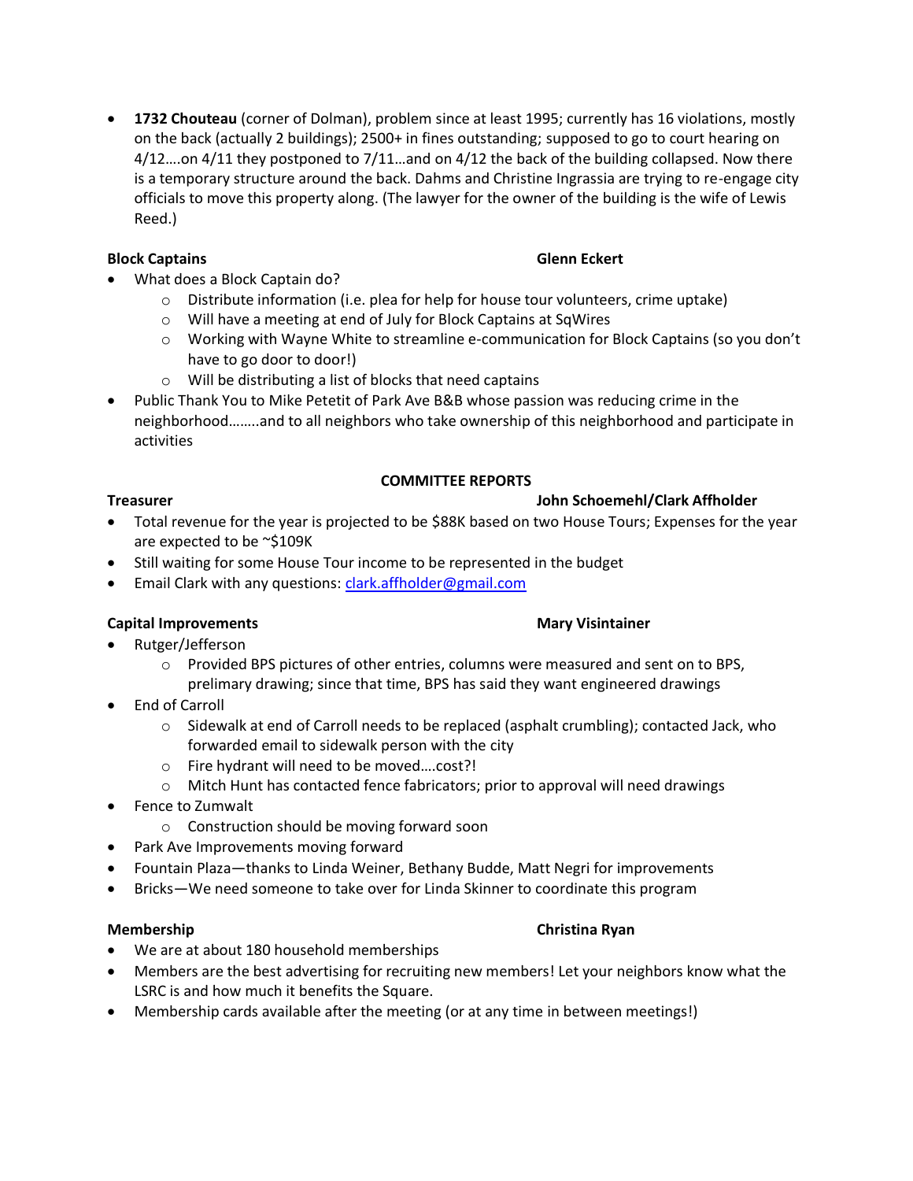- **1732 Chouteau** (corner of Dolman), problem since at least 1995; currently has 16 violations, mostly on the back (actually 2 buildings); 2500+ in fines outstanding; supposed to go to court hearing on 4/12….on 4/11 they postponed to 7/11…and on 4/12 the back of the building collapsed. Now there is a temporary structure around the back. Dahms and Christine Ingrassia are trying to re-engage city officials to move this property along. (The lawyer for the owner of the building is the wife of Lewis Reed.)

**Block Captains** **Glenn Eckert**

- What does a Block Captain do?
  - Distribute information (i.e. plea for help for house tour volunteers, crime uptake)
  - Will have a meeting at end of July for Block Captains at SqWires
  - Working with Wayne White to streamline e-communication for Block Captains (so you don't have to go door to door!)
  - Will be distributing a list of blocks that need captains
- Public Thank You to Mike Petetit of Park Ave B&B whose passion was reducing crime in the neighborhood……..and to all neighbors who take ownership of this neighborhood and participate in activities

**COMMITTEE REPORTS**

**Treasurer** **John Schoemehl/Clark Affholder**

- Total revenue for the year is projected to be $88K based on two House Tours; Expenses for the year are expected to be ~$109K
- Still waiting for some House Tour income to be represented in the budget
- Email Clark with any questions: clark.affholder@gmail.com

**Capital Improvements** **Mary Visintainer**

- Rutger/Jefferson
  - Provided BPS pictures of other entries, columns were measured and sent on to BPS, prelimary drawing; since that time, BPS has said they want engineered drawings
- End of Carroll
  - Sidewalk at end of Carroll needs to be replaced (asphalt crumbling); contacted Jack, who forwarded email to sidewalk person with the city
  - Fire hydrant will need to be moved….cost?!
  - Mitch Hunt has contacted fence fabricators; prior to approval will need drawings
- Fence to Zumwalt
  - Construction should be moving forward soon
- Park Ave Improvements moving forward
- Fountain Plaza—thanks to Linda Weiner, Bethany Budde, Matt Negri for improvements
- Bricks—We need someone to take over for Linda Skinner to coordinate this program

**Membership** **Christina Ryan**

- We are at about 180 household memberships
- Members are the best advertising for recruiting new members! Let your neighbors know what the LSRC is and how much it benefits the Square.
- Membership cards available after the meeting (or at any time in between meetings!)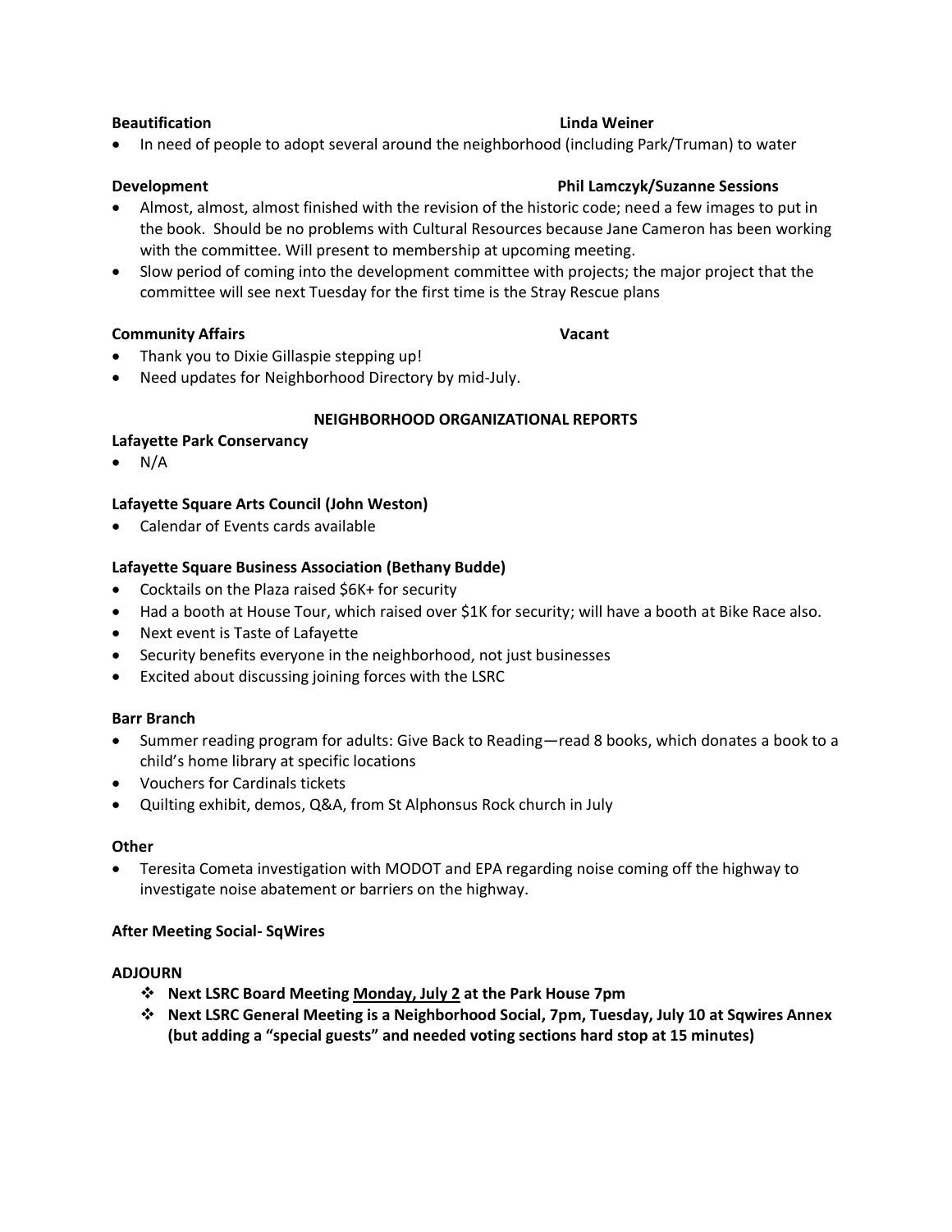**Beautification** **Linda Weiner**

- In need of people to adopt several around the neighborhood (including Park/Truman) to water

**Development** **Phil Lamczyk/Suzanne Sessions**

- Almost, almost, almost finished with the revision of the historic code; need a few images to put in the book. Should be no problems with Cultural Resources because Jane Cameron has been working with the committee. Will present to membership at upcoming meeting.
- Slow period of coming into the development committee with projects; the major project that the committee will see next Tuesday for the first time is the Stray Rescue plans

**Community Affairs** **Vacant**

- Thank you to Dixie Gillaspie stepping up!
- Need updates for Neighborhood Directory by mid-July.

**NEIGHBORHOOD ORGANIZATIONAL REPORTS**

**Lafayette Park Conservancy**

- N/A

**Lafayette Square Arts Council (John Weston)**

- Calendar of Events cards available

**Lafayette Square Business Association (Bethany Budde)**

- Cocktails on the Plaza raised $6K+ for security
- Had a booth at House Tour, which raised over $1K for security; will have a booth at Bike Race also.
- Next event is Taste of Lafayette
- Security benefits everyone in the neighborhood, not just businesses
- Excited about discussing joining forces with the LSRC

**Barr Branch**

- Summer reading program for adults: Give Back to Reading—read 8 books, which donates a book to a child's home library at specific locations
- Vouchers for Cardinals tickets
- Quilting exhibit, demos, Q&A, from St Alphonsus Rock church in July

**Other**

- Teresita Cometa investigation with MODOT and EPA regarding noise coming off the highway to investigate noise abatement or barriers on the highway.

**After Meeting Social- SqWires**

**ADJOURN**

- **Next LSRC Board Meeting <u>Monday, July 2</u> at the Park House 7pm**
- **Next LSRC General Meeting is a Neighborhood Social, 7pm, Tuesday, July 10 at Sqwires Annex (but adding a "special guests" and needed voting sections hard stop at 15 minutes)**